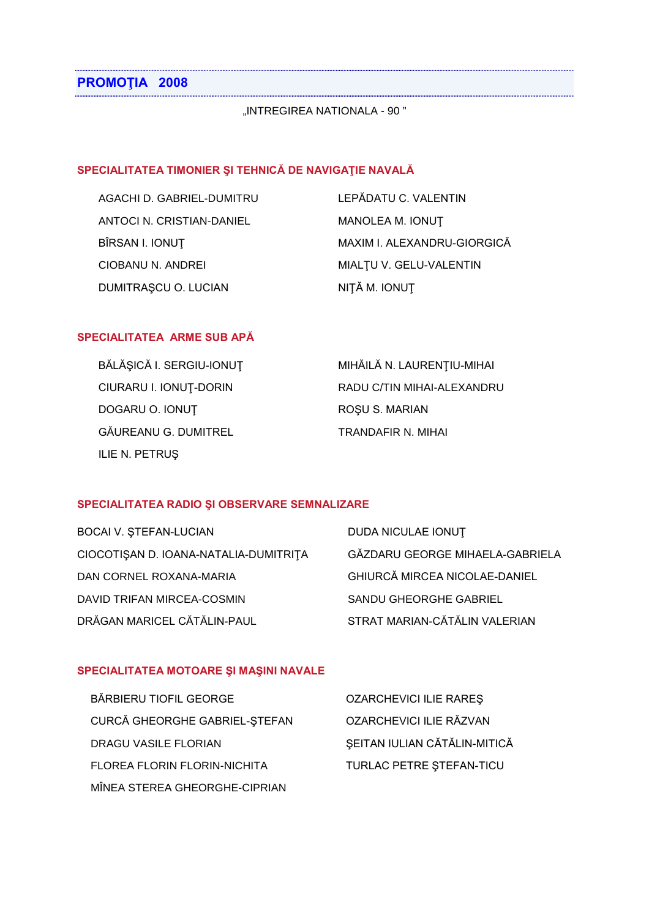## PROMOŢIA 2008

„INTREGIREA NATIONALA - 90 ”

### SPECIALITATEA TIMONIER ŞI TEHNICĂ DE NAVIGAŢIE NAVALĂ

AGACHI D. GABRIEL-DUMITRU
ANTOCI N. CRISTIAN-DANIEL
BÎRSAN I. IONUŢ
CIOBANU N. ANDREI
DUMITRAŞCU O. LUCIAN
LEPĂDATU C. VALENTIN
MANOLEA M. IONUŢ
MAXIM I. ALEXANDRU-GIORGICĂ
MIALŢU V. GELU-VALENTIN
NIŢĂ M. IONUŢ

### SPECIALITATEA ARME SUB APĂ

BĂLĂŞICĂ I. SERGIU-IONUŢ
CIURARU I. IONUŢ-DORIN
DOGARU O. IONUŢ
GĂUREANU G. DUMITREL
ILIE N. PETRUŞ
MIHĂILĂ N. LAURENŢIU-MIHAI
RADU C/TIN MIHAI-ALEXANDRU
ROŞU S. MARIAN
TRANDAFIR N. MIHAI

### SPECIALITATEA RADIO ŞI OBSERVARE SEMNALIZARE

BOCAI V. ŞTEFAN-LUCIAN
CIOCOTIŞAN D. IOANA-NATALIA-DUMITRIŢA
DAN CORNEL ROXANA-MARIA
DAVID TRIFAN MIRCEA-COSMIN
DRĂGAN MARICEL CĂTĂLIN-PAUL
DUDA NICULAE IONUŢ
GĂZDARU GEORGE MIHAELA-GABRIELA
GHIURCĂ MIRCEA NICOLAE-DANIEL
SANDU GHEORGHE GABRIEL
STRAT MARIAN-CĂTĂLIN VALERIAN

### SPECIALITATEA MOTOARE ŞI MAŞINI NAVALE

BĂRBIERU TIOFIL GEORGE
CURCĂ GHEORGHE GABRIEL-ŞTEFAN
DRAGU VASILE FLORIAN
FLOREA FLORIN FLORIN-NICHITA
MÎNEA STEREA GHEORGHE-CIPRIAN
OZARCHEVICI ILIE RAREŞ
OZARCHEVICI ILIE RĂZVAN
ŞEITAN IULIAN CĂTĂLIN-MITICĂ
TURLAC PETRE ŞTEFAN-TICU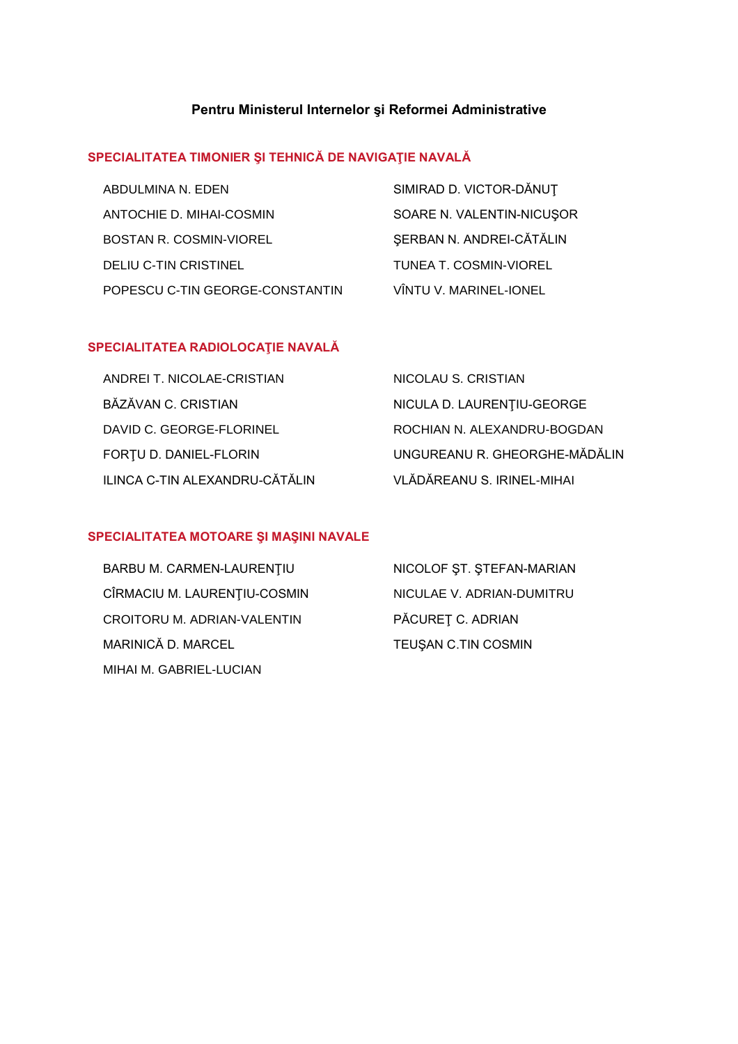**Pentru Ministerul Internelor şi Reformei Administrative**

## SPECIALITATEA TIMONIER ŞI TEHNICĂ DE NAVIGAŢIE NAVALĂ

ABDULMINA N. EDEN
ANTOCHIE D. MIHAI-COSMIN
BOSTAN R. COSMIN-VIOREL
DELIU C-TIN CRISTINEL
POPESCU C-TIN GEORGE-CONSTANTIN
SIMIRAD D. VICTOR-DĂNUŢ
SOARE N. VALENTIN-NICUŞOR
ŞERBAN N. ANDREI-CĂTĂLIN
TUNEA T. COSMIN-VIOREL
VÎNTU V. MARINEL-IONEL

## SPECIALITATEA RADIOLOCAŢIE NAVALĂ

ANDREI T. NICOLAE-CRISTIAN
BĂZĂVAN C. CRISTIAN
DAVID C. GEORGE-FLORINEL
FORŢU D. DANIEL-FLORIN
ILINCA C-TIN ALEXANDRU-CĂTĂLIN
NICOLAU S. CRISTIAN
NICULA D. LAURENŢIU-GEORGE
ROCHIAN N. ALEXANDRU-BOGDAN
UNGUREANU R. GHEORGHE-MĂDĂLIN
VLĂDĂREANU S. IRINEL-MIHAI

## SPECIALITATEA MOTOARE ŞI MAŞINI NAVALE

BARBU M. CARMEN-LAURENŢIU
CÎRMACIU M. LAURENŢIU-COSMIN
CROITORU M. ADRIAN-VALENTIN
MARINICĂ D. MARCEL
MIHAI M. GABRIEL-LUCIAN
NICOLOF ŞT. ŞTEFAN-MARIAN
NICULAE V. ADRIAN-DUMITRU
PĂCUREŢ C. ADRIAN
TEUŞAN C.TIN COSMIN